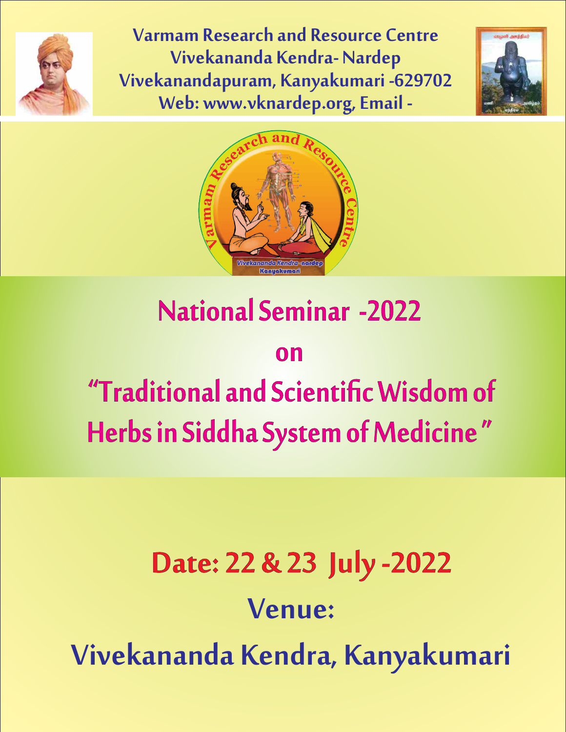**Varmam Research and Resource Centre**
**Vivekananda Kendra- Nardep**
**Vivekanandapuram, Kanyakumari -629702**
**Web: www.vknardep.org, Email -**

# National Seminar -2022

## on

# "Traditional and Scientific Wisdom of Herbs in Siddha System of Medicine"

## Date: 22 & 23 July -2022

## Venue:

## Vivekananda Kendra, Kanyakumari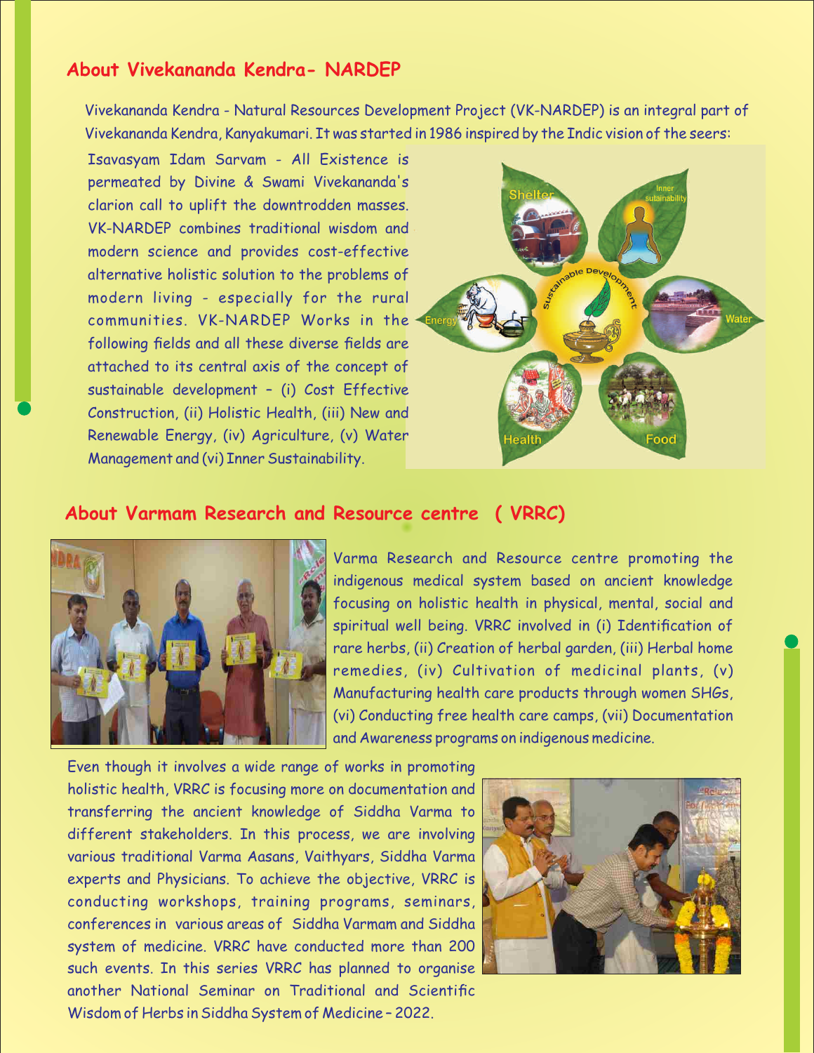## About Vivekananda Kendra- NARDEP

Vivekananda Kendra - Natural Resources Development Project (VK-NARDEP) is an integral part of Vivekananda Kendra, Kanyakumari. It was started in 1986 inspired by the Indic vision of the seers: Isavasyam Idam Sarvam - All Existence is permeated by Divine & Swami Vivekananda's clarion call to uplift the downtrodden masses. VK-NARDEP combines traditional wisdom and modern science and provides cost-effective alternative holistic solution to the problems of modern living - especially for the rural communities. VK-NARDEP Works in the following fields and all these diverse fields are attached to its central axis of the concept of sustainable development – (i) Cost Effective Construction, (ii) Holistic Health, (iii) New and Renewable Energy, (iv) Agriculture, (v) Water Management and (vi) Inner Sustainability.

Shelter
Inner sutainability
Sustainable Development
Energy
Water
Health
Food

## About Varmam Research and Resource centre ( VRRC)

Varma Research and Resource centre promoting the indigenous medical system based on ancient knowledge focusing on holistic health in physical, mental, social and spiritual well being. VRRC involved in (i) Identification of rare herbs, (ii) Creation of herbal garden, (iii) Herbal home remedies, (iv) Cultivation of medicinal plants, (v) Manufacturing health care products through women SHGs, (vi) Conducting free health care camps, (vii) Documentation and Awareness programs on indigenous medicine.

Even though it involves a wide range of works in promoting holistic health, VRRC is focusing more on documentation and transferring the ancient knowledge of Siddha Varma to different stakeholders. In this process, we are involving various traditional Varma Aasans, Vaithyars, Siddha Varma experts and Physicians. To achieve the objective, VRRC is conducting workshops, training programs, seminars, conferences in various areas of Siddha Varmam and Siddha system of medicine. VRRC have conducted more than 200 such events. In this series VRRC has planned to organise another National Seminar on Traditional and Scientific Wisdom of Herbs in Siddha System of Medicine – 2022.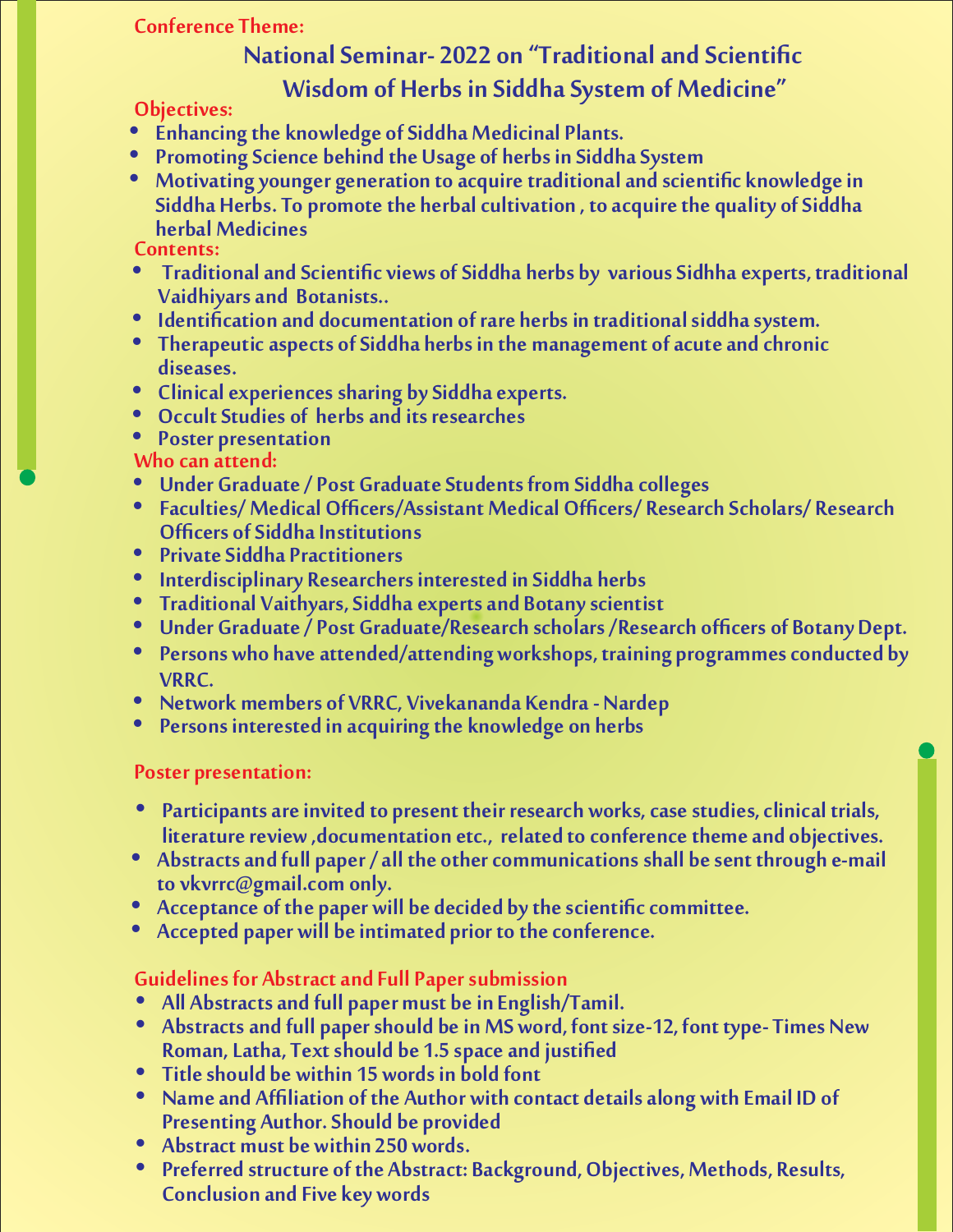## Conference Theme:

# National Seminar- 2022 on "Traditional and Scientific Wisdom of Herbs in Siddha System of Medicine"

## Objectives:

- Enhancing the knowledge of Siddha Medicinal Plants.
- Promoting Science behind the Usage of herbs in Siddha System
- Motivating younger generation to acquire traditional and scientific knowledge in Siddha Herbs. To promote the herbal cultivation , to acquire the quality of Siddha herbal Medicines

## Contents:

- Traditional and Scientific views of Siddha herbs by various Sidhha experts, traditional Vaidhiyars and Botanists..
- Identification and documentation of rare herbs in traditional siddha system.
- Therapeutic aspects of Siddha herbs in the management of acute and chronic diseases.
- Clinical experiences sharing by Siddha experts.
- Occult Studies of herbs and its researches
- Poster presentation

## Who can attend:

- Under Graduate / Post Graduate Students from Siddha colleges
- Faculties/ Medical Officers/Assistant Medical Officers/ Research Scholars/ Research Officers of Siddha Institutions
- Private Siddha Practitioners
- Interdisciplinary Researchers interested in Siddha herbs
- Traditional Vaithyars, Siddha experts and Botany scientist
- Under Graduate / Post Graduate/Research scholars /Research officers of Botany Dept.
- Persons who have attended/attending workshops, training programmes conducted by VRRC.
- Network members of VRRC, Vivekananda Kendra - Nardep
- Persons interested in acquiring the knowledge on herbs

## Poster presentation:

- Participants are invited to present their research works, case studies, clinical trials, literature review ,documentation etc., related to conference theme and objectives.
- Abstracts and full paper / all the other communications shall be sent through e-mail to vkvrrc@gmail.com only.
- Acceptance of the paper will be decided by the scientific committee.
- Accepted paper will be intimated prior to the conference.

## Guidelines for Abstract and Full Paper submission

- All Abstracts and full paper must be in English/Tamil.
- Abstracts and full paper should be in MS word, font size-12, font type- Times New Roman, Latha, Text should be 1.5 space and justified
- Title should be within 15 words in bold font
- Name and Affiliation of the Author with contact details along with Email ID of Presenting Author. Should be provided
- Abstract must be within 250 words.
- Preferred structure of the Abstract: Background, Objectives, Methods, Results, Conclusion and Five key words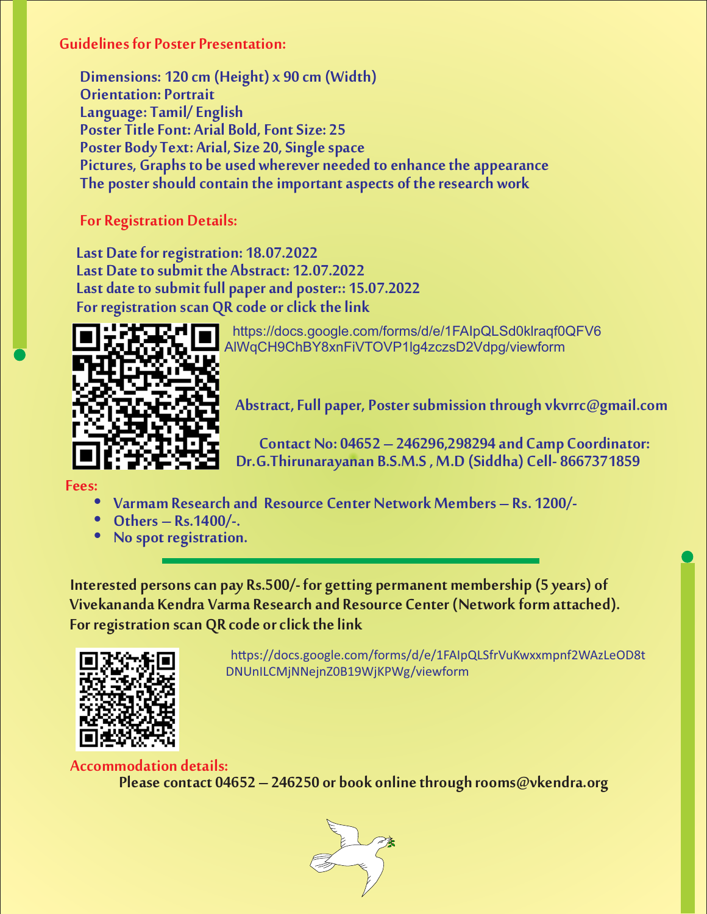## Guidelines for Poster Presentation:

Dimensions: 120 cm (Height) x 90 cm (Width)
Orientation: Portrait
Language: Tamil/ English
Poster Title Font: Arial Bold, Font Size: 25
Poster Body Text: Arial, Size 20, Single space
Pictures, Graphs to be used wherever needed to enhance the appearance
The poster should contain the important aspects of the research work

## For Registration Details:

Last Date for registration: 18.07.2022
Last Date to submit the Abstract: 12.07.2022
Last date to submit full paper and poster:: 15.07.2022
For registration scan QR code or click the link

https://docs.google.com/forms/d/e/1FAIpQLSd0klraqf0QFV6AlWqCH9ChBY8xnFiVTOVP1lg4zczsD2Vdpg/viewform

Abstract, Full paper, Poster submission through vkvrrc@gmail.com

Contact No: 04652 – 246296,298294 and Camp Coordinator: Dr.G.Thirunarayanan B.S.M.S , M.D (Siddha) Cell- 8667371859

## Fees:

- Varmam Research and Resource Center Network Members – Rs. 1200/-
- Others – Rs.1400/-.
- No spot registration.

Interested persons can pay Rs.500/- for getting permanent membership (5 years) of Vivekananda Kendra Varma Research and Resource Center (Network form attached).
For registration scan QR code or click the link

https://docs.google.com/forms/d/e/1FAIpQLSfrVuKwxxmpnf2WAzLeOD8tDNUnILCMjNNejnZ0B19WjKPWg/viewform

## Accommodation details:

Please contact 04652 – 246250 or book online through rooms@vkendra.org